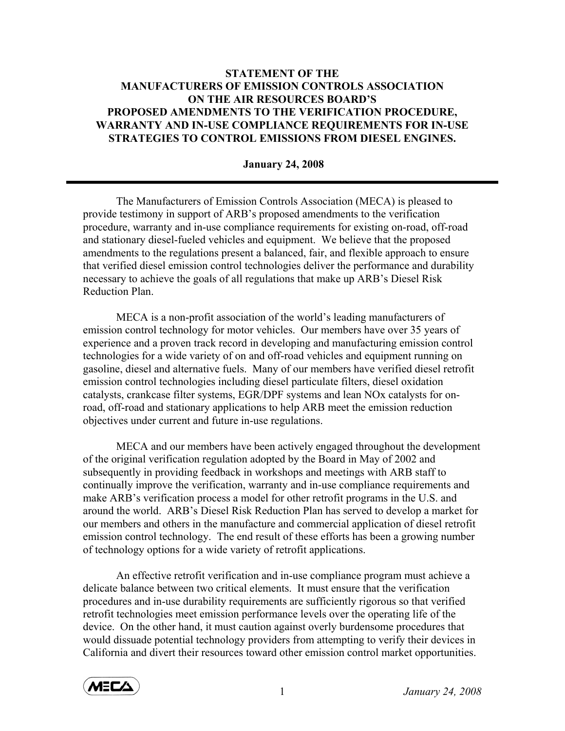# STATEMENT OF THE MANUFACTURERS OF EMISSION CONTROLS ASSOCIATION ON THE AIR RESOURCES BOARD'S PROPOSED AMENDMENTS TO THE VERIFICATION PROCEDURE, WARRANTY AND IN-USE COMPLIANCE REQUIREMENTS FOR IN-USE STRATEGIES TO CONTROL EMISSIONS FROM DIESEL ENGINES.

**January 24, 2008**

---

The Manufacturers of Emission Controls Association (MECA) is pleased to provide testimony in support of ARB's proposed amendments to the verification procedure, warranty and in-use compliance requirements for existing on-road, off-road and stationary diesel-fueled vehicles and equipment. We believe that the proposed amendments to the regulations present a balanced, fair, and flexible approach to ensure that verified diesel emission control technologies deliver the performance and durability necessary to achieve the goals of all regulations that make up ARB's Diesel Risk Reduction Plan.

MECA is a non-profit association of the world's leading manufacturers of emission control technology for motor vehicles. Our members have over 35 years of experience and a proven track record in developing and manufacturing emission control technologies for a wide variety of on and off-road vehicles and equipment running on gasoline, diesel and alternative fuels. Many of our members have verified diesel retrofit emission control technologies including diesel particulate filters, diesel oxidation catalysts, crankcase filter systems, EGR/DPF systems and lean NOx catalysts for on-road, off-road and stationary applications to help ARB meet the emission reduction objectives under current and future in-use regulations.

MECA and our members have been actively engaged throughout the development of the original verification regulation adopted by the Board in May of 2002 and subsequently in providing feedback in workshops and meetings with ARB staff to continually improve the verification, warranty and in-use compliance requirements and make ARB's verification process a model for other retrofit programs in the U.S. and around the world. ARB's Diesel Risk Reduction Plan has served to develop a market for our members and others in the manufacture and commercial application of diesel retrofit emission control technology. The end result of these efforts has been a growing number of technology options for a wide variety of retrofit applications.

An effective retrofit verification and in-use compliance program must achieve a delicate balance between two critical elements. It must ensure that the verification procedures and in-use durability requirements are sufficiently rigorous so that verified retrofit technologies meet emission performance levels over the operating life of the device. On the other hand, it must caution against overly burdensome procedures that would dissuade potential technology providers from attempting to verify their devices in California and divert their resources toward other emission control market opportunities.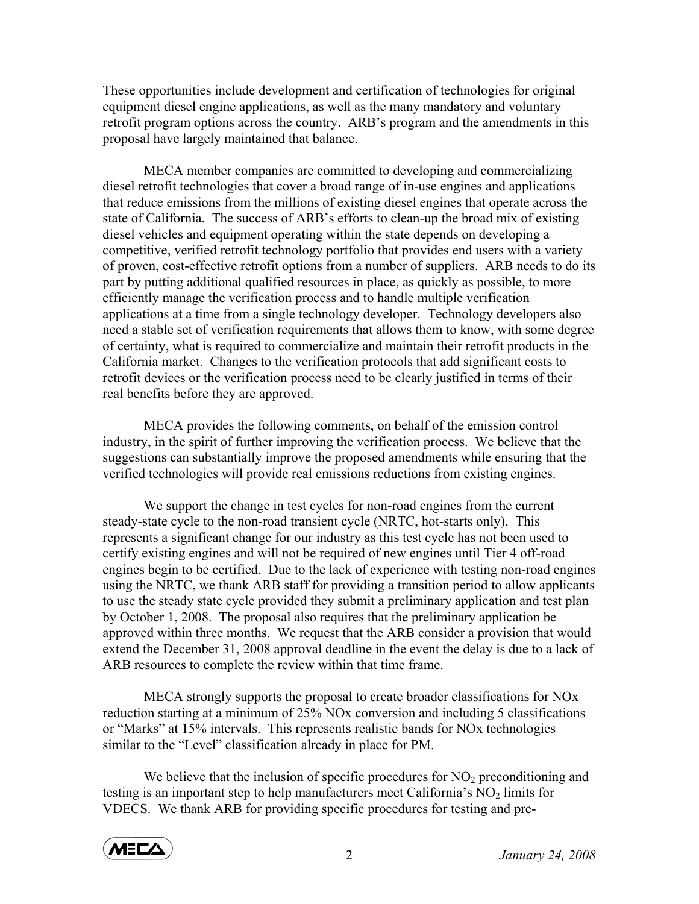These opportunities include development and certification of technologies for original equipment diesel engine applications, as well as the many mandatory and voluntary retrofit program options across the country. ARB's program and the amendments in this proposal have largely maintained that balance.

MECA member companies are committed to developing and commercializing diesel retrofit technologies that cover a broad range of in-use engines and applications that reduce emissions from the millions of existing diesel engines that operate across the state of California. The success of ARB's efforts to clean-up the broad mix of existing diesel vehicles and equipment operating within the state depends on developing a competitive, verified retrofit technology portfolio that provides end users with a variety of proven, cost-effective retrofit options from a number of suppliers. ARB needs to do its part by putting additional qualified resources in place, as quickly as possible, to more efficiently manage the verification process and to handle multiple verification applications at a time from a single technology developer. Technology developers also need a stable set of verification requirements that allows them to know, with some degree of certainty, what is required to commercialize and maintain their retrofit products in the California market. Changes to the verification protocols that add significant costs to retrofit devices or the verification process need to be clearly justified in terms of their real benefits before they are approved.

MECA provides the following comments, on behalf of the emission control industry, in the spirit of further improving the verification process. We believe that the suggestions can substantially improve the proposed amendments while ensuring that the verified technologies will provide real emissions reductions from existing engines.

We support the change in test cycles for non-road engines from the current steady-state cycle to the non-road transient cycle (NRTC, hot-starts only). This represents a significant change for our industry as this test cycle has not been used to certify existing engines and will not be required of new engines until Tier 4 off-road engines begin to be certified. Due to the lack of experience with testing non-road engines using the NRTC, we thank ARB staff for providing a transition period to allow applicants to use the steady state cycle provided they submit a preliminary application and test plan by October 1, 2008. The proposal also requires that the preliminary application be approved within three months. We request that the ARB consider a provision that would extend the December 31, 2008 approval deadline in the event the delay is due to a lack of ARB resources to complete the review within that time frame.

MECA strongly supports the proposal to create broader classifications for NOx reduction starting at a minimum of 25% NOx conversion and including 5 classifications or "Marks" at 15% intervals. This represents realistic bands for NOx technologies similar to the "Level" classification already in place for PM.

We believe that the inclusion of specific procedures for $NO_2$ preconditioning and testing is an important step to help manufacturers meet California's $NO_2$ limits for VDECS. We thank ARB for providing specific procedures for testing and pre-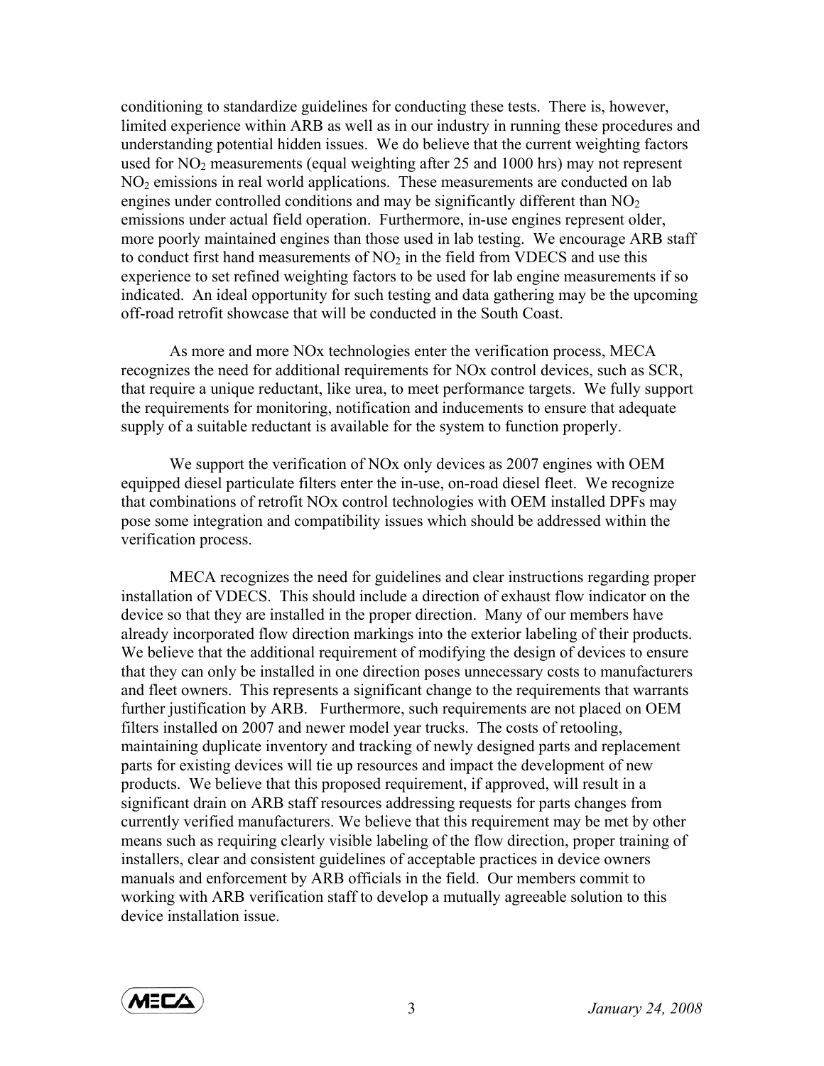conditioning to standardize guidelines for conducting these tests. There is, however, limited experience within ARB as well as in our industry in running these procedures and understanding potential hidden issues. We do believe that the current weighting factors used for $NO_2$ measurements (equal weighting after 25 and 1000 hrs) may not represent $NO_2$ emissions in real world applications. These measurements are conducted on lab engines under controlled conditions and may be significantly different than $NO_2$ emissions under actual field operation. Furthermore, in-use engines represent older, more poorly maintained engines than those used in lab testing. We encourage ARB staff to conduct first hand measurements of $NO_2$ in the field from VDECS and use this experience to set refined weighting factors to be used for lab engine measurements if so indicated. An ideal opportunity for such testing and data gathering may be the upcoming off-road retrofit showcase that will be conducted in the South Coast.

As more and more NOx technologies enter the verification process, MECA recognizes the need for additional requirements for NOx control devices, such as SCR, that require a unique reductant, like urea, to meet performance targets. We fully support the requirements for monitoring, notification and inducements to ensure that adequate supply of a suitable reductant is available for the system to function properly.

We support the verification of NOx only devices as 2007 engines with OEM equipped diesel particulate filters enter the in-use, on-road diesel fleet. We recognize that combinations of retrofit NOx control technologies with OEM installed DPFs may pose some integration and compatibility issues which should be addressed within the verification process.

MECA recognizes the need for guidelines and clear instructions regarding proper installation of VDECS. This should include a direction of exhaust flow indicator on the device so that they are installed in the proper direction. Many of our members have already incorporated flow direction markings into the exterior labeling of their products. We believe that the additional requirement of modifying the design of devices to ensure that they can only be installed in one direction poses unnecessary costs to manufacturers and fleet owners. This represents a significant change to the requirements that warrants further justification by ARB. Furthermore, such requirements are not placed on OEM filters installed on 2007 and newer model year trucks. The costs of retooling, maintaining duplicate inventory and tracking of newly designed parts and replacement parts for existing devices will tie up resources and impact the development of new products. We believe that this proposed requirement, if approved, will result in a significant drain on ARB staff resources addressing requests for parts changes from currently verified manufacturers. We believe that this requirement may be met by other means such as requiring clearly visible labeling of the flow direction, proper training of installers, clear and consistent guidelines of acceptable practices in device owners manuals and enforcement by ARB officials in the field. Our members commit to working with ARB verification staff to develop a mutually agreeable solution to this device installation issue.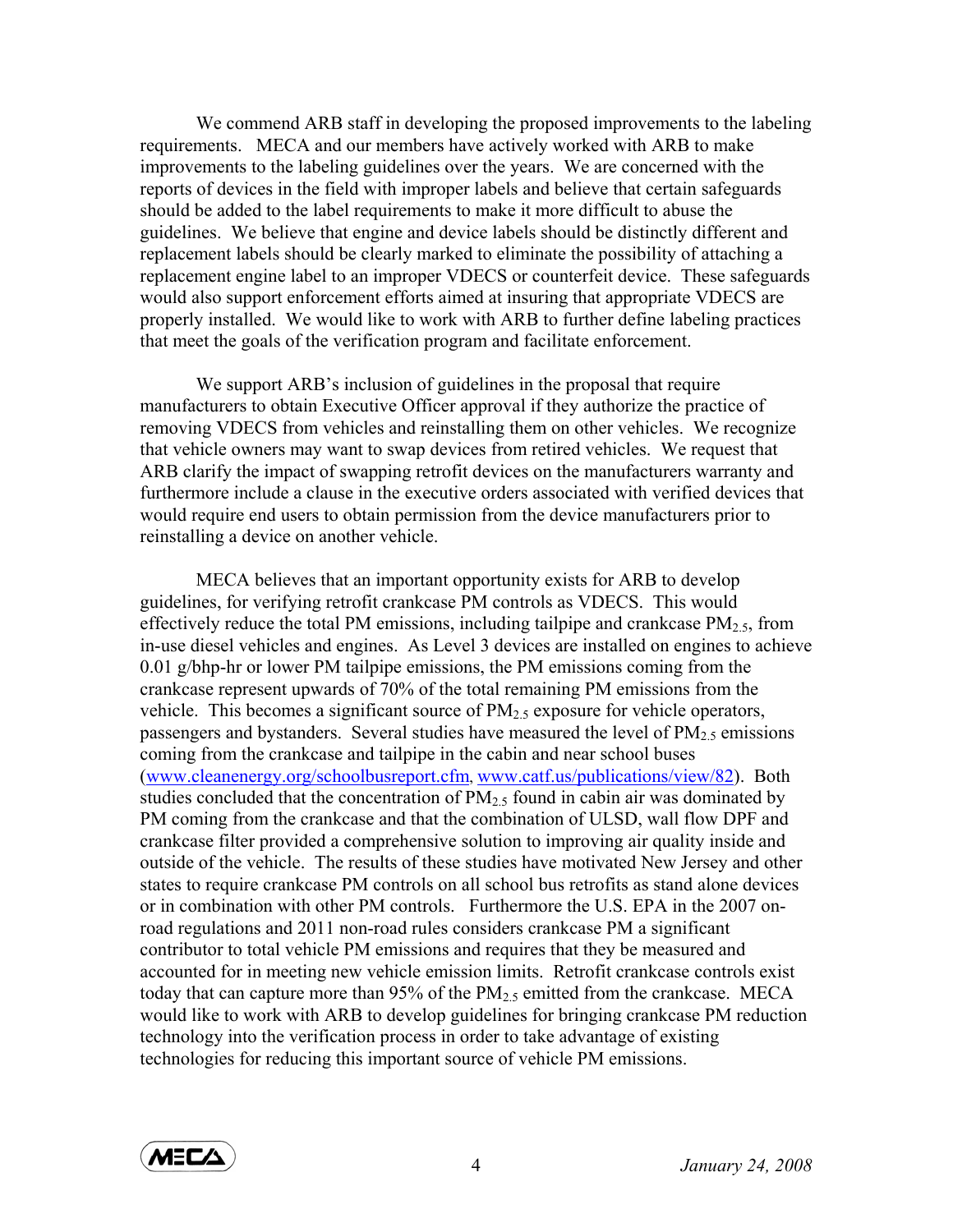We commend ARB staff in developing the proposed improvements to the labeling requirements. MECA and our members have actively worked with ARB to make improvements to the labeling guidelines over the years. We are concerned with the reports of devices in the field with improper labels and believe that certain safeguards should be added to the label requirements to make it more difficult to abuse the guidelines. We believe that engine and device labels should be distinctly different and replacement labels should be clearly marked to eliminate the possibility of attaching a replacement engine label to an improper VDECS or counterfeit device. These safeguards would also support enforcement efforts aimed at insuring that appropriate VDECS are properly installed. We would like to work with ARB to further define labeling practices that meet the goals of the verification program and facilitate enforcement.

We support ARB's inclusion of guidelines in the proposal that require manufacturers to obtain Executive Officer approval if they authorize the practice of removing VDECS from vehicles and reinstalling them on other vehicles. We recognize that vehicle owners may want to swap devices from retired vehicles. We request that ARB clarify the impact of swapping retrofit devices on the manufacturers warranty and furthermore include a clause in the executive orders associated with verified devices that would require end users to obtain permission from the device manufacturers prior to reinstalling a device on another vehicle.

MECA believes that an important opportunity exists for ARB to develop guidelines, for verifying retrofit crankcase PM controls as VDECS. This would effectively reduce the total PM emissions, including tailpipe and crankcase $PM_{2.5}$, from in-use diesel vehicles and engines. As Level 3 devices are installed on engines to achieve 0.01 g/bhp-hr or lower PM tailpipe emissions, the PM emissions coming from the crankcase represent upwards of 70% of the total remaining PM emissions from the vehicle. This becomes a significant source of $PM_{2.5}$ exposure for vehicle operators, passengers and bystanders. Several studies have measured the level of $PM_{2.5}$ emissions coming from the crankcase and tailpipe in the cabin and near school buses (www.cleanenergy.org/schoolbusreport.cfm, www.catf.us/publications/view/82). Both studies concluded that the concentration of $PM_{2.5}$ found in cabin air was dominated by PM coming from the crankcase and that the combination of ULSD, wall flow DPF and crankcase filter provided a comprehensive solution to improving air quality inside and outside of the vehicle. The results of these studies have motivated New Jersey and other states to require crankcase PM controls on all school bus retrofits as stand alone devices or in combination with other PM controls. Furthermore the U.S. EPA in the 2007 on-road regulations and 2011 non-road rules considers crankcase PM a significant contributor to total vehicle PM emissions and requires that they be measured and accounted for in meeting new vehicle emission limits. Retrofit crankcase controls exist today that can capture more than 95% of the $PM_{2.5}$ emitted from the crankcase. MECA would like to work with ARB to develop guidelines for bringing crankcase PM reduction technology into the verification process in order to take advantage of existing technologies for reducing this important source of vehicle PM emissions.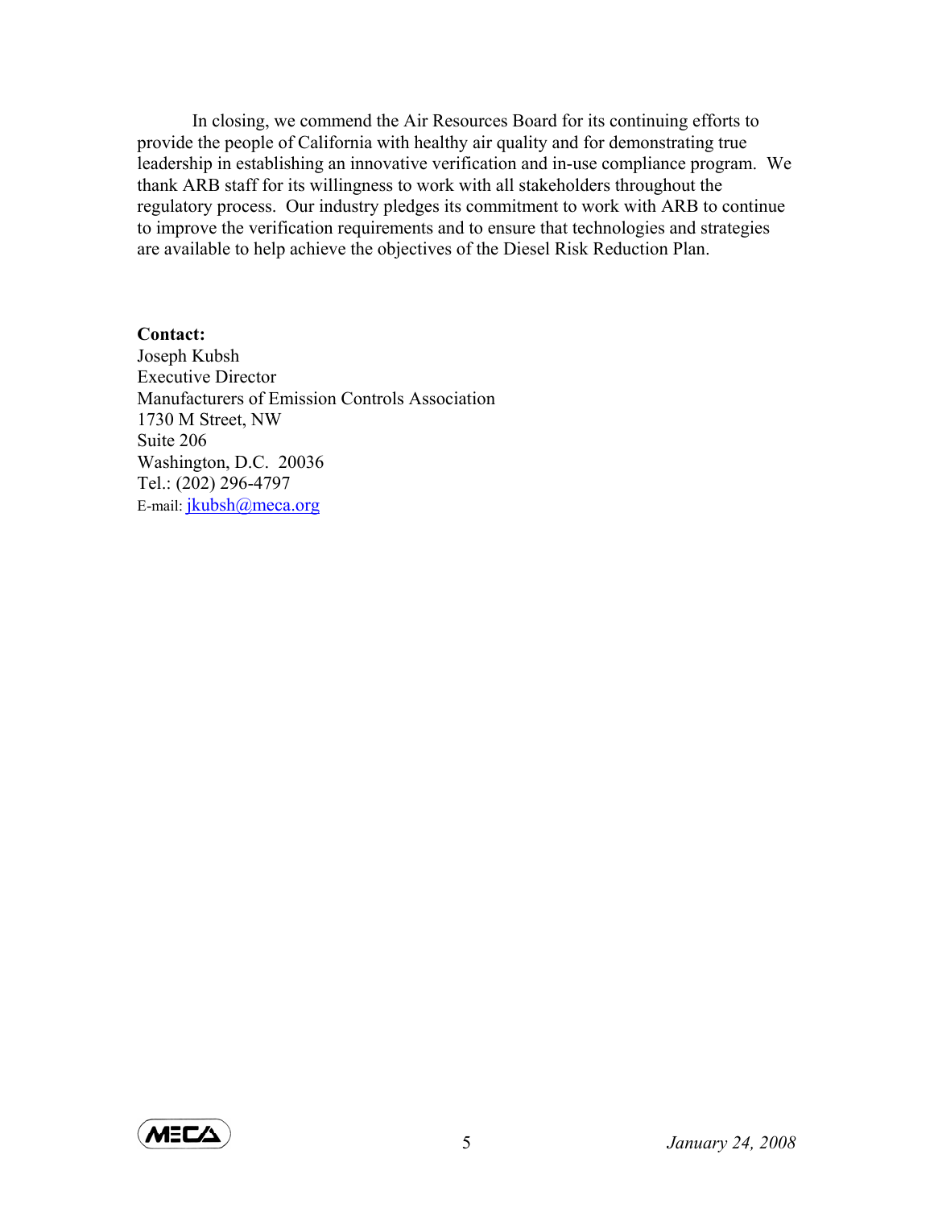In closing, we commend the Air Resources Board for its continuing efforts to provide the people of California with healthy air quality and for demonstrating true leadership in establishing an innovative verification and in-use compliance program. We thank ARB staff for its willingness to work with all stakeholders throughout the regulatory process. Our industry pledges its commitment to work with ARB to continue to improve the verification requirements and to ensure that technologies and strategies are available to help achieve the objectives of the Diesel Risk Reduction Plan.

**Contact:**
Joseph Kubsh
Executive Director
Manufacturers of Emission Controls Association
1730 M Street, NW
Suite 206
Washington, D.C. 20036
Tel.: (202) 296-4797
E-mail: jkubsh@meca.org